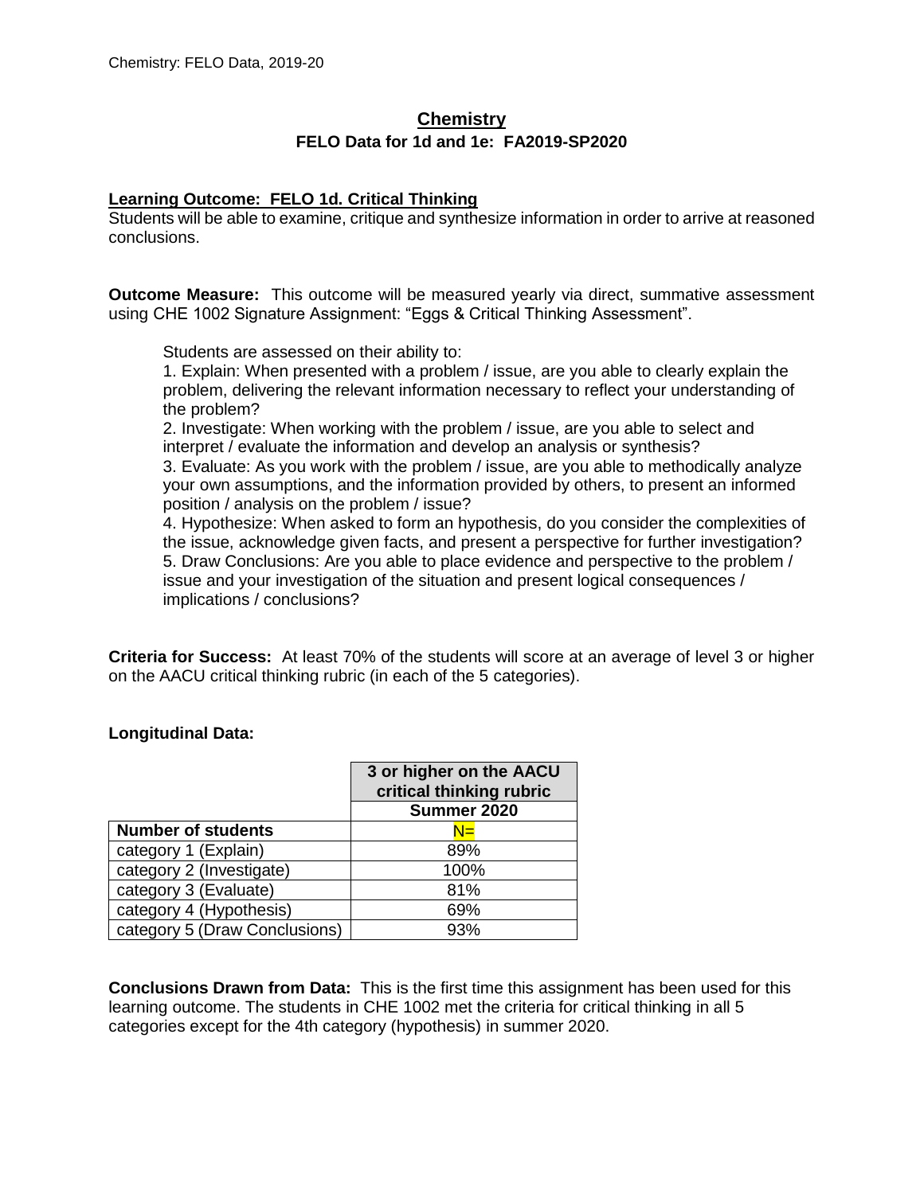# Chemistry

## FELO Data for 1d and 1e: FA2019-SP2020

**Learning Outcome: FELO 1d. Critical Thinking**

Students will be able to examine, critique and synthesize information in order to arrive at reasoned conclusions.

**Outcome Measure:** This outcome will be measured yearly via direct, summative assessment using CHE 1002 Signature Assignment: "Eggs & Critical Thinking Assessment".

Students are assessed on their ability to:

1. Explain: When presented with a problem / issue, are you able to clearly explain the problem, delivering the relevant information necessary to reflect your understanding of the problem?
2. Investigate: When working with the problem / issue, are you able to select and interpret / evaluate the information and develop an analysis or synthesis?
3. Evaluate: As you work with the problem / issue, are you able to methodically analyze your own assumptions, and the information provided by others, to present an informed position / analysis on the problem / issue?
4. Hypothesize: When asked to form an hypothesis, do you consider the complexities of the issue, acknowledge given facts, and present a perspective for further investigation?
5. Draw Conclusions: Are you able to place evidence and perspective to the problem / issue and your investigation of the situation and present logical consequences / implications / conclusions?

**Criteria for Success:** At least 70% of the students will score at an average of level 3 or higher on the AACU critical thinking rubric (in each of the 5 categories).

**Longitudinal Data:**

| | 3 or higher on the AACU critical thinking rubric |
|---|---|
| | **Summer 2020** |
| **Number of students** | N= |
| category 1 (Explain) | 89% |
| category 2 (Investigate) | 100% |
| category 3 (Evaluate) | 81% |
| category 4 (Hypothesis) | 69% |
| category 5 (Draw Conclusions) | 93% |

**Conclusions Drawn from Data:** This is the first time this assignment has been used for this learning outcome. The students in CHE 1002 met the criteria for critical thinking in all 5 categories except for the 4th category (hypothesis) in summer 2020.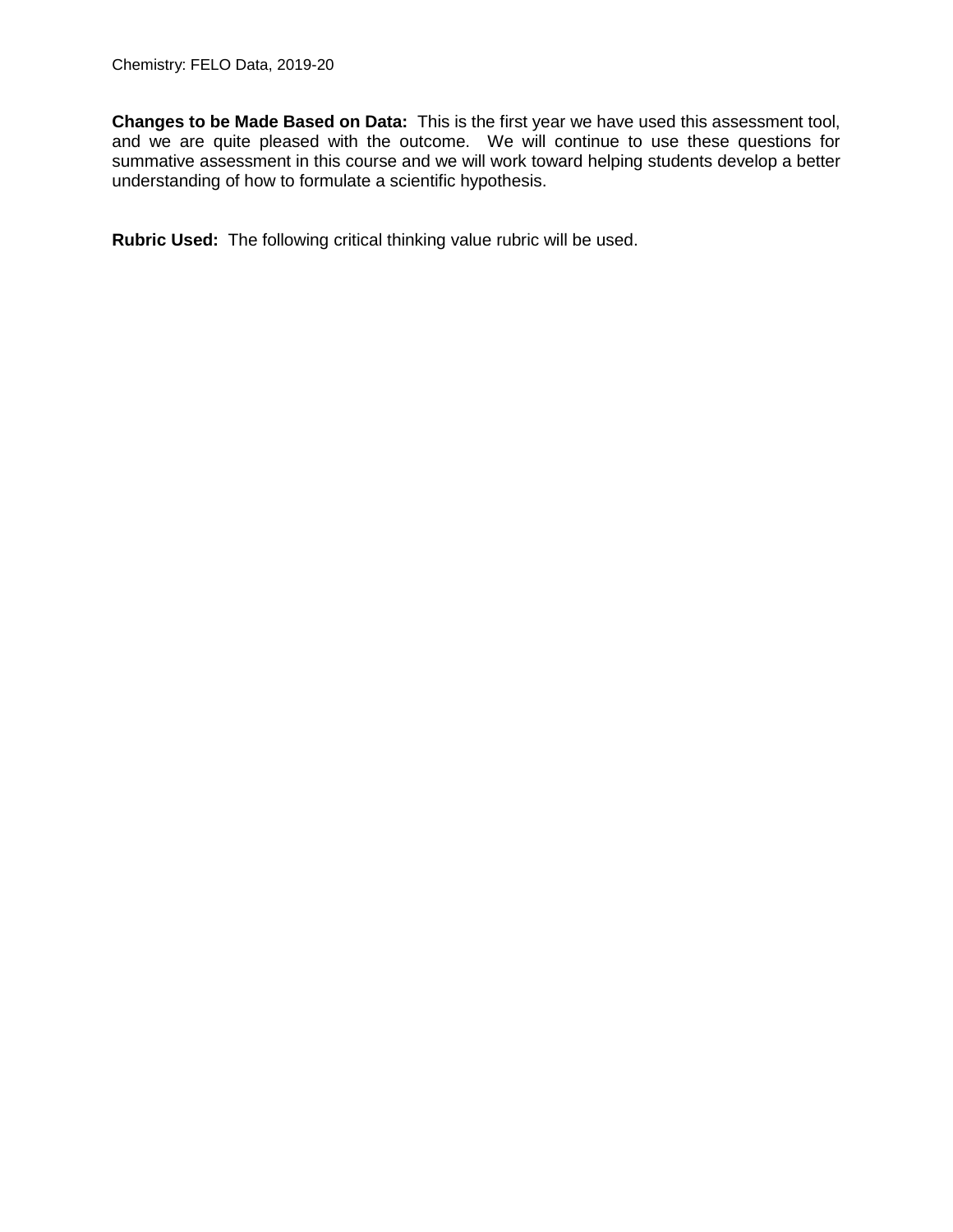**Changes to be Made Based on Data:** This is the first year we have used this assessment tool, and we are quite pleased with the outcome. We will continue to use these questions for summative assessment in this course and we will work toward helping students develop a better understanding of how to formulate a scientific hypothesis.

**Rubric Used:** The following critical thinking value rubric will be used.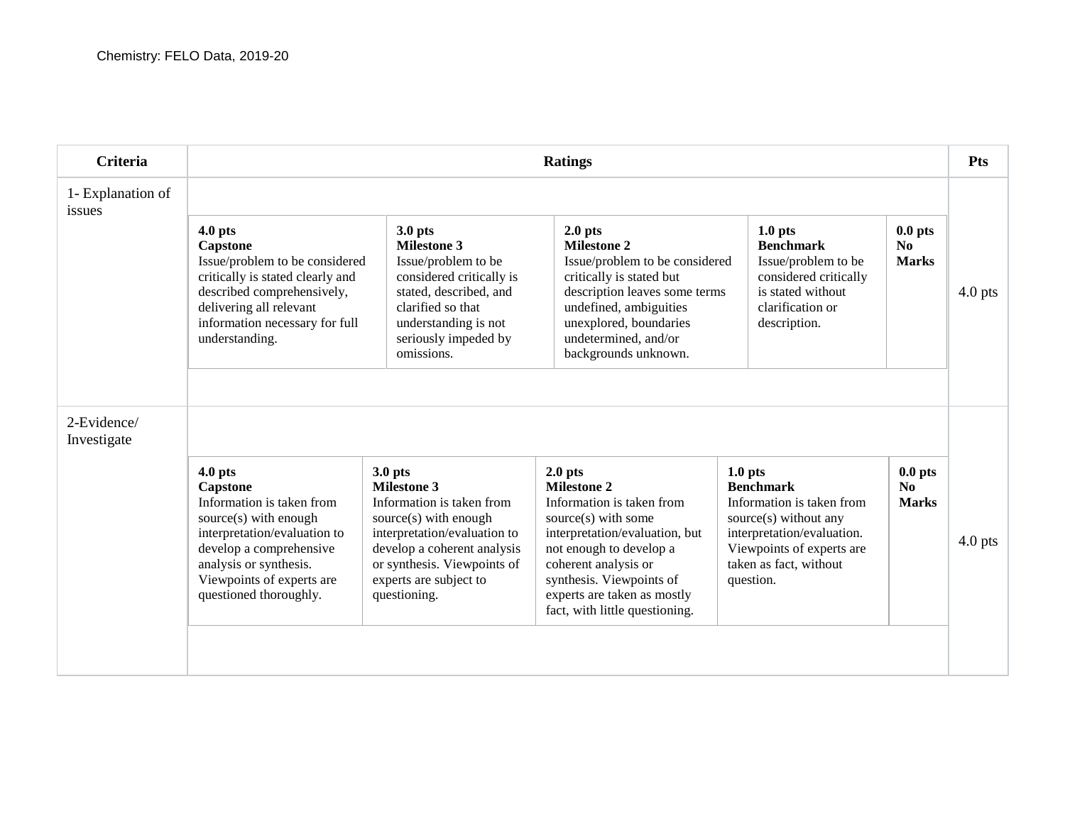Chemistry: FELO Data, 2019-20

| Criteria | Ratings | | | | | Pts |
|---|---|---|---|---|---|---|
| 1- Explanation of issues | **4.0 pts** **Capstone** Issue/problem to be considered critically is stated clearly and described comprehensively, delivering all relevant information necessary for full understanding. | **3.0 pts** **Milestone 3** Issue/problem to be considered critically is stated, described, and clarified so that understanding is not seriously impeded by omissions. | **2.0 pts** **Milestone 2** Issue/problem to be considered critically is stated but description leaves some terms undefined, ambiguities unexplored, boundaries undetermined, and/or backgrounds unknown. | **1.0 pts** **Benchmark** Issue/problem to be considered critically is stated without clarification or description. | **0.0 pts** **No Marks** | 4.0 pts |
| 2-Evidence/ Investigate | **4.0 pts** **Capstone** Information is taken from source(s) with enough interpretation/evaluation to develop a comprehensive analysis or synthesis. Viewpoints of experts are questioned thoroughly. | **3.0 pts** **Milestone 3** Information is taken from source(s) with enough interpretation/evaluation to develop a coherent analysis or synthesis. Viewpoints of experts are subject to questioning. | **2.0 pts** **Milestone 2** Information is taken from source(s) with some interpretation/evaluation, but not enough to develop a coherent analysis or synthesis. Viewpoints of experts are taken as mostly fact, with little questioning. | **1.0 pts** **Benchmark** Information is taken from source(s) without any interpretation/evaluation. Viewpoints of experts are taken as fact, without question. | **0.0 pts** **No Marks** | 4.0 pts |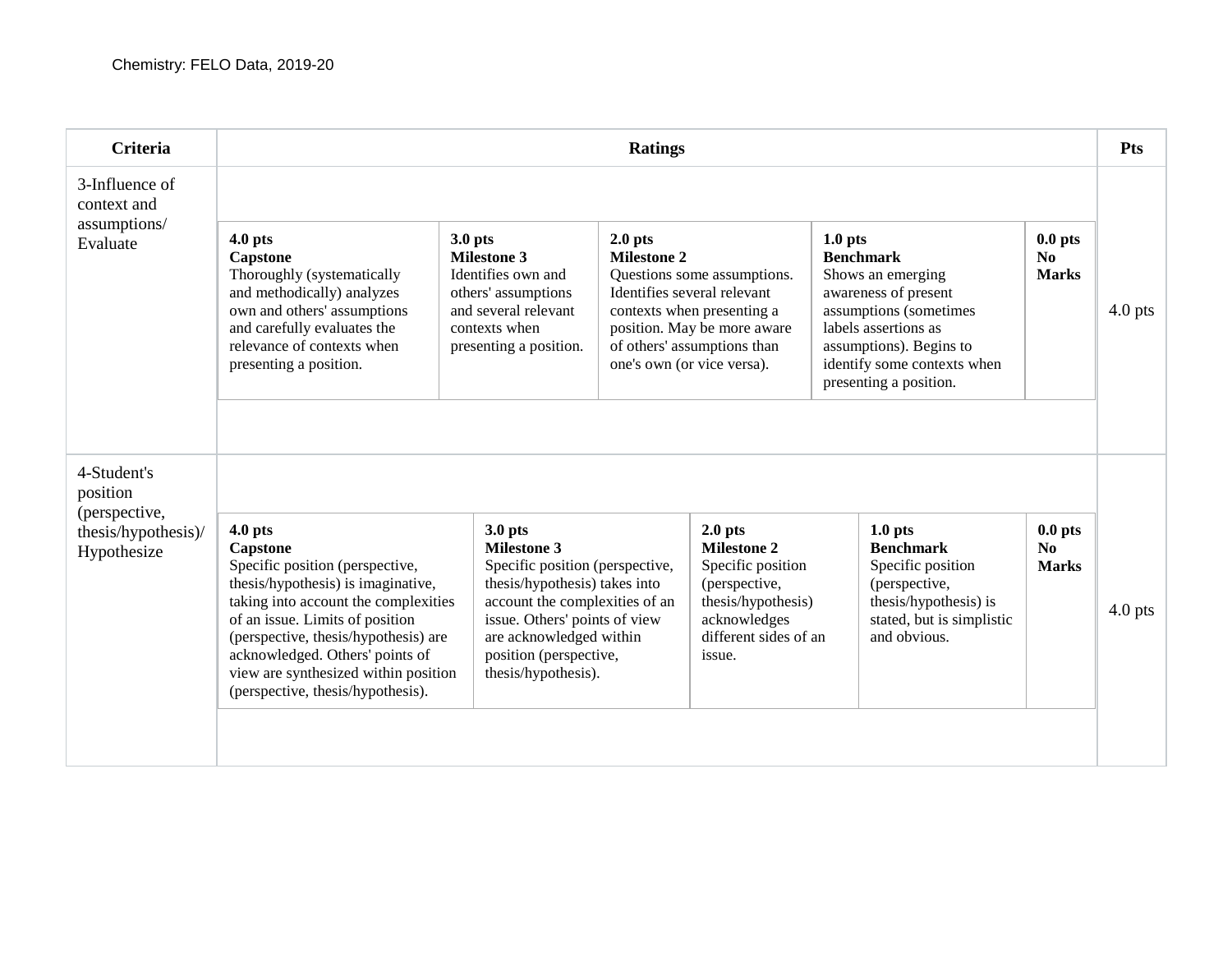Chemistry: FELO Data, 2019-20

| Criteria | Ratings | | | | | Pts |
|---|---|---|---|---|---|---|
| 3-Influence of context and assumptions/ Evaluate | **4.0 pts** **Capstone** Thoroughly (systematically and methodically) analyzes own and others' assumptions and carefully evaluates the relevance of contexts when presenting a position. | **3.0 pts** **Milestone 3** Identifies own and others' assumptions and several relevant contexts when presenting a position. | **2.0 pts** **Milestone 2** Questions some assumptions. Identifies several relevant contexts when presenting a position. May be more aware of others' assumptions than one's own (or vice versa). | **1.0 pts** **Benchmark** Shows an emerging awareness of present assumptions (sometimes labels assertions as assumptions). Begins to identify some contexts when presenting a position. | **0.0 pts** **No Marks** | 4.0 pts |
| 4-Student's position (perspective, thesis/hypothesis)/ Hypothesize | **4.0 pts** **Capstone** Specific position (perspective, thesis/hypothesis) is imaginative, taking into account the complexities of an issue. Limits of position (perspective, thesis/hypothesis) are acknowledged. Others' points of view are synthesized within position (perspective, thesis/hypothesis). | **3.0 pts** **Milestone 3** Specific position (perspective, thesis/hypothesis) takes into account the complexities of an issue. Others' points of view are acknowledged within position (perspective, thesis/hypothesis). | **2.0 pts** **Milestone 2** Specific position (perspective, thesis/hypothesis) acknowledges different sides of an issue. | **1.0 pts** **Benchmark** Specific position (perspective, thesis/hypothesis) is stated, but is simplistic and obvious. | **0.0 pts** **No Marks** | 4.0 pts |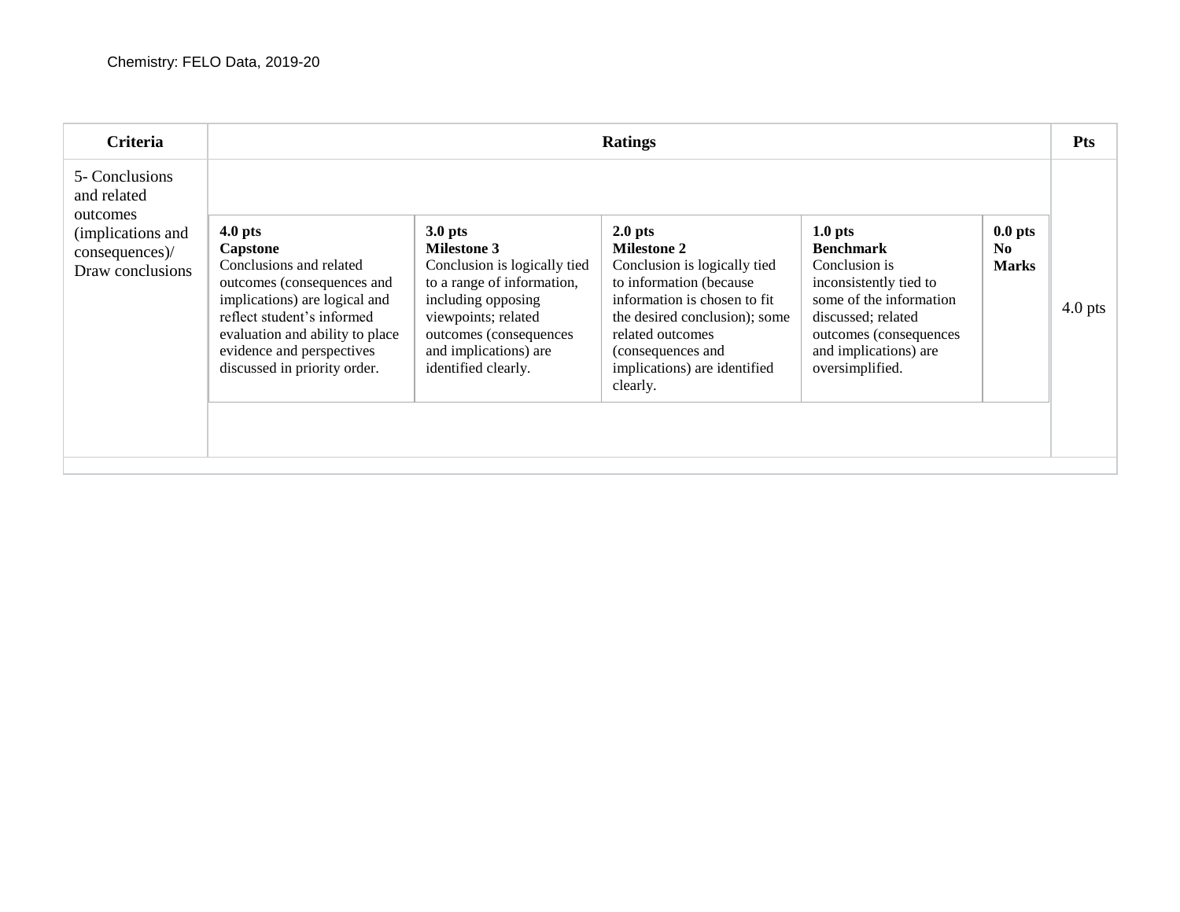Chemistry: FELO Data, 2019-20

| Criteria | Ratings | | | | | Pts |
|---|---|---|---|---|---|---|
| 5- Conclusions and related outcomes (implications and consequences)/ Draw conclusions | **4.0 pts** **Capstone** Conclusions and related outcomes (consequences and implications) are logical and reflect student's informed evaluation and ability to place evidence and perspectives discussed in priority order. | **3.0 pts** **Milestone 3** Conclusion is logically tied to a range of information, including opposing viewpoints; related outcomes (consequences and implications) are identified clearly. | **2.0 pts** **Milestone 2** Conclusion is logically tied to information (because information is chosen to fit the desired conclusion); some related outcomes (consequences and implications) are identified clearly. | **1.0 pts** **Benchmark** Conclusion is inconsistently tied to some of the information discussed; related outcomes (consequences and implications) are oversimplified. | **0.0 pts** **No Marks** | 4.0 pts |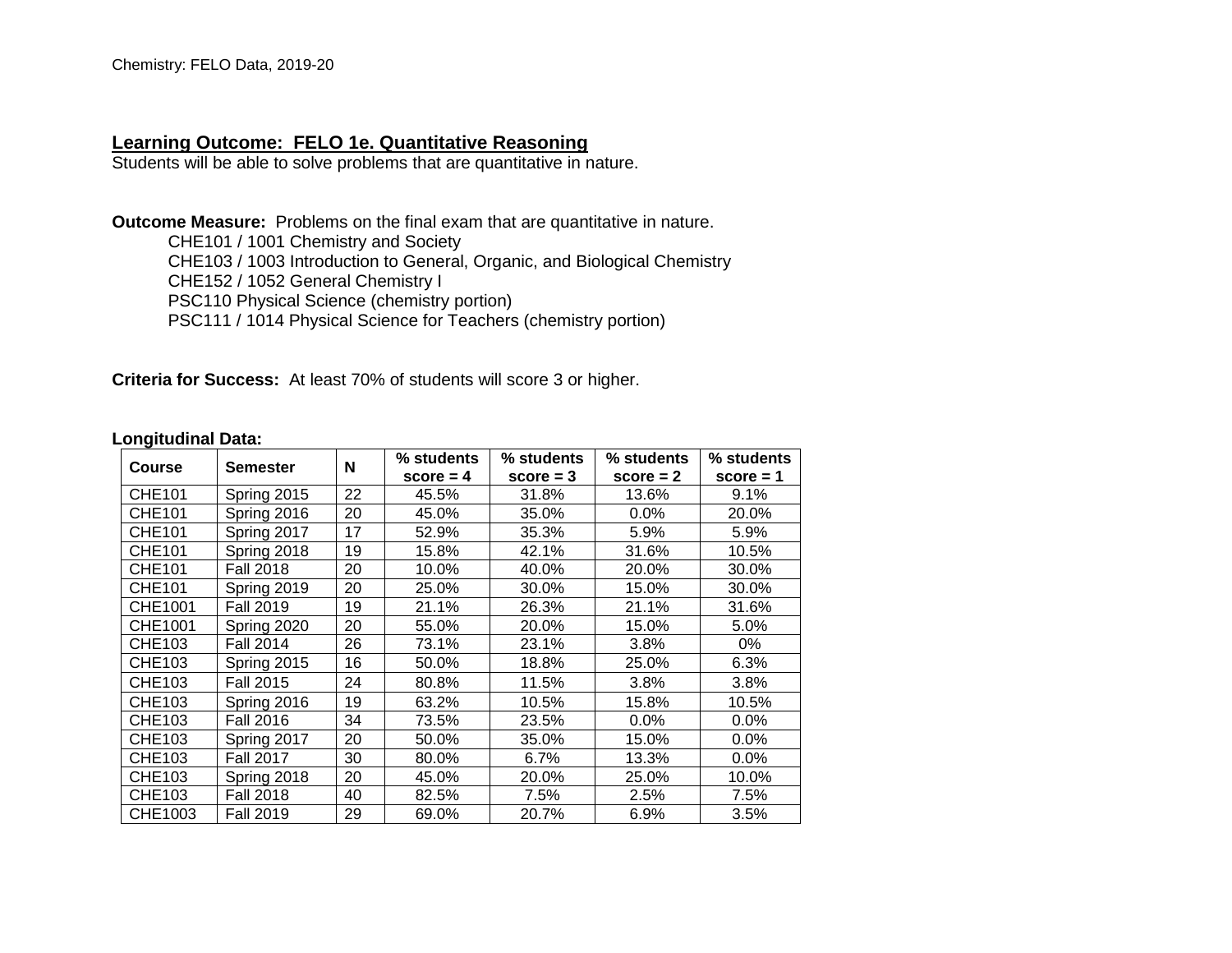Chemistry: FELO Data, 2019-20

## Learning Outcome: FELO 1e. Quantitative Reasoning

Students will be able to solve problems that are quantitative in nature.

**Outcome Measure:** Problems on the final exam that are quantitative in nature.

CHE101 / 1001 Chemistry and Society
CHE103 / 1003 Introduction to General, Organic, and Biological Chemistry
CHE152 / 1052 General Chemistry I
PSC110 Physical Science (chemistry portion)
PSC111 / 1014 Physical Science for Teachers (chemistry portion)

**Criteria for Success:** At least 70% of students will score 3 or higher.

**Longitudinal Data:**

| Course | Semester | N | % students score = 4 | % students score = 3 | % students score = 2 | % students score = 1 |
|---|---|---|---|---|---|---|
| CHE101 | Spring 2015 | 22 | 45.5% | 31.8% | 13.6% | 9.1% |
| CHE101 | Spring 2016 | 20 | 45.0% | 35.0% | 0.0% | 20.0% |
| CHE101 | Spring 2017 | 17 | 52.9% | 35.3% | 5.9% | 5.9% |
| CHE101 | Spring 2018 | 19 | 15.8% | 42.1% | 31.6% | 10.5% |
| CHE101 | Fall 2018 | 20 | 10.0% | 40.0% | 20.0% | 30.0% |
| CHE101 | Spring 2019 | 20 | 25.0% | 30.0% | 15.0% | 30.0% |
| CHE1001 | Fall 2019 | 19 | 21.1% | 26.3% | 21.1% | 31.6% |
| CHE1001 | Spring 2020 | 20 | 55.0% | 20.0% | 15.0% | 5.0% |
| CHE103 | Fall 2014 | 26 | 73.1% | 23.1% | 3.8% | 0% |
| CHE103 | Spring 2015 | 16 | 50.0% | 18.8% | 25.0% | 6.3% |
| CHE103 | Fall 2015 | 24 | 80.8% | 11.5% | 3.8% | 3.8% |
| CHE103 | Spring 2016 | 19 | 63.2% | 10.5% | 15.8% | 10.5% |
| CHE103 | Fall 2016 | 34 | 73.5% | 23.5% | 0.0% | 0.0% |
| CHE103 | Spring 2017 | 20 | 50.0% | 35.0% | 15.0% | 0.0% |
| CHE103 | Fall 2017 | 30 | 80.0% | 6.7% | 13.3% | 0.0% |
| CHE103 | Spring 2018 | 20 | 45.0% | 20.0% | 25.0% | 10.0% |
| CHE103 | Fall 2018 | 40 | 82.5% | 7.5% | 2.5% | 7.5% |
| CHE1003 | Fall 2019 | 29 | 69.0% | 20.7% | 6.9% | 3.5% |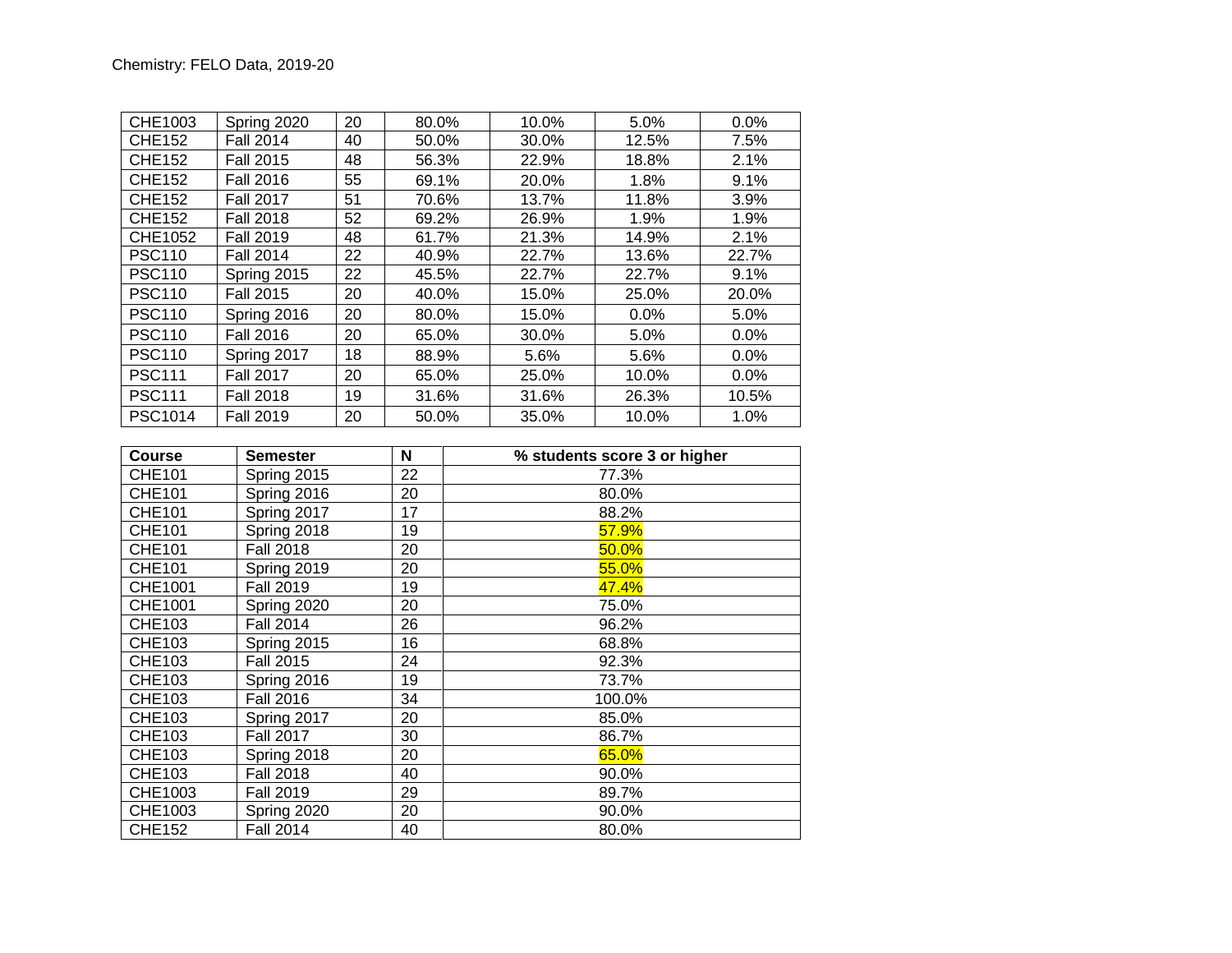Chemistry: FELO Data, 2019-20

| | | | | | | |
|---|---|---|---|---|---|---|
| CHE1003 | Spring 2020 | 20 | 80.0% | 10.0% | 5.0% | 0.0% |
| CHE152 | Fall 2014 | 40 | 50.0% | 30.0% | 12.5% | 7.5% |
| CHE152 | Fall 2015 | 48 | 56.3% | 22.9% | 18.8% | 2.1% |
| CHE152 | Fall 2016 | 55 | 69.1% | 20.0% | 1.8% | 9.1% |
| CHE152 | Fall 2017 | 51 | 70.6% | 13.7% | 11.8% | 3.9% |
| CHE152 | Fall 2018 | 52 | 69.2% | 26.9% | 1.9% | 1.9% |
| CHE1052 | Fall 2019 | 48 | 61.7% | 21.3% | 14.9% | 2.1% |
| PSC110 | Fall 2014 | 22 | 40.9% | 22.7% | 13.6% | 22.7% |
| PSC110 | Spring 2015 | 22 | 45.5% | 22.7% | 22.7% | 9.1% |
| PSC110 | Fall 2015 | 20 | 40.0% | 15.0% | 25.0% | 20.0% |
| PSC110 | Spring 2016 | 20 | 80.0% | 15.0% | 0.0% | 5.0% |
| PSC110 | Fall 2016 | 20 | 65.0% | 30.0% | 5.0% | 0.0% |
| PSC110 | Spring 2017 | 18 | 88.9% | 5.6% | 5.6% | 0.0% |
| PSC111 | Fall 2017 | 20 | 65.0% | 25.0% | 10.0% | 0.0% |
| PSC111 | Fall 2018 | 19 | 31.6% | 31.6% | 26.3% | 10.5% |
| PSC1014 | Fall 2019 | 20 | 50.0% | 35.0% | 10.0% | 1.0% |

| **Course** | **Semester** | **N** | **% students score 3 or higher** |
|---|---|---|---|
| CHE101 | Spring 2015 | 22 | 77.3% |
| CHE101 | Spring 2016 | 20 | 80.0% |
| CHE101 | Spring 2017 | 17 | 88.2% |
| CHE101 | Spring 2018 | 19 | 57.9% |
| CHE101 | Fall 2018 | 20 | 50.0% |
| CHE101 | Spring 2019 | 20 | 55.0% |
| CHE1001 | Fall 2019 | 19 | 47.4% |
| CHE1001 | Spring 2020 | 20 | 75.0% |
| CHE103 | Fall 2014 | 26 | 96.2% |
| CHE103 | Spring 2015 | 16 | 68.8% |
| CHE103 | Fall 2015 | 24 | 92.3% |
| CHE103 | Spring 2016 | 19 | 73.7% |
| CHE103 | Fall 2016 | 34 | 100.0% |
| CHE103 | Spring 2017 | 20 | 85.0% |
| CHE103 | Fall 2017 | 30 | 86.7% |
| CHE103 | Spring 2018 | 20 | 65.0% |
| CHE103 | Fall 2018 | 40 | 90.0% |
| CHE1003 | Fall 2019 | 29 | 89.7% |
| CHE1003 | Spring 2020 | 20 | 90.0% |
| CHE152 | Fall 2014 | 40 | 80.0% |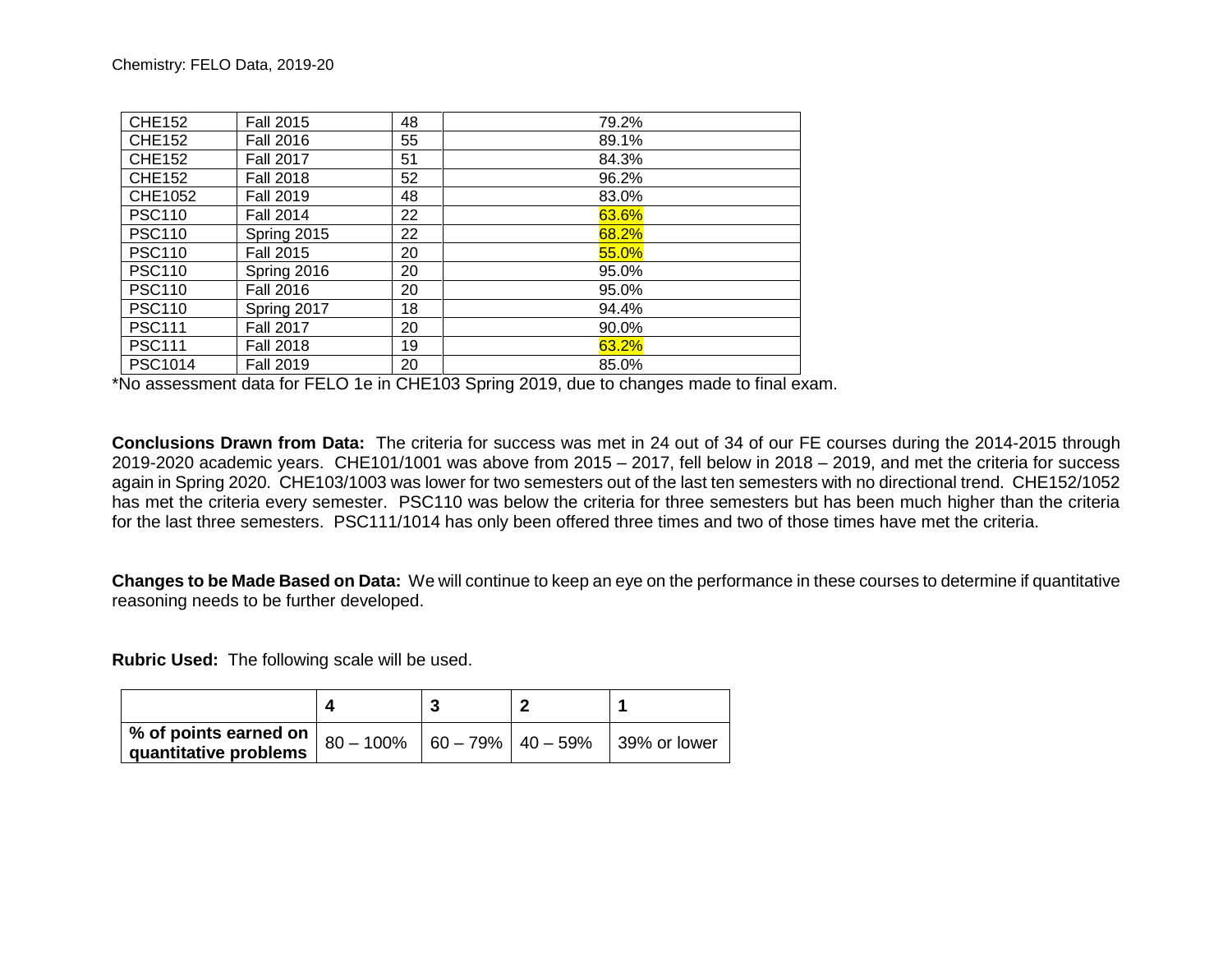Chemistry: FELO Data, 2019-20

| | | | |
|---|---|---|---|
| CHE152 | Fall 2015 | 48 | 79.2% |
| CHE152 | Fall 2016 | 55 | 89.1% |
| CHE152 | Fall 2017 | 51 | 84.3% |
| CHE152 | Fall 2018 | 52 | 96.2% |
| CHE1052 | Fall 2019 | 48 | 83.0% |
| PSC110 | Fall 2014 | 22 | 63.6% |
| PSC110 | Spring 2015 | 22 | 68.2% |
| PSC110 | Fall 2015 | 20 | 55.0% |
| PSC110 | Spring 2016 | 20 | 95.0% |
| PSC110 | Fall 2016 | 20 | 95.0% |
| PSC110 | Spring 2017 | 18 | 94.4% |
| PSC111 | Fall 2017 | 20 | 90.0% |
| PSC111 | Fall 2018 | 19 | 63.2% |
| PSC1014 | Fall 2019 | 20 | 85.0% |

*No assessment data for FELO 1e in CHE103 Spring 2019, due to changes made to final exam.

**Conclusions Drawn from Data:** The criteria for success was met in 24 out of 34 of our FE courses during the 2014-2015 through 2019-2020 academic years. CHE101/1001 was above from 2015 – 2017, fell below in 2018 – 2019, and met the criteria for success again in Spring 2020. CHE103/1003 was lower for two semesters out of the last ten semesters with no directional trend. CHE152/1052 has met the criteria every semester. PSC110 was below the criteria for three semesters but has been much higher than the criteria for the last three semesters. PSC111/1014 has only been offered three times and two of those times have met the criteria.

**Changes to be Made Based on Data:** We will continue to keep an eye on the performance in these courses to determine if quantitative reasoning needs to be further developed.

**Rubric Used:** The following scale will be used.

| | **4** | **3** | **2** | **1** |
|---|---|---|---|---|
| **% of points earned on quantitative problems** | 80 – 100% | 60 – 79% | 40 – 59% | 39% or lower |